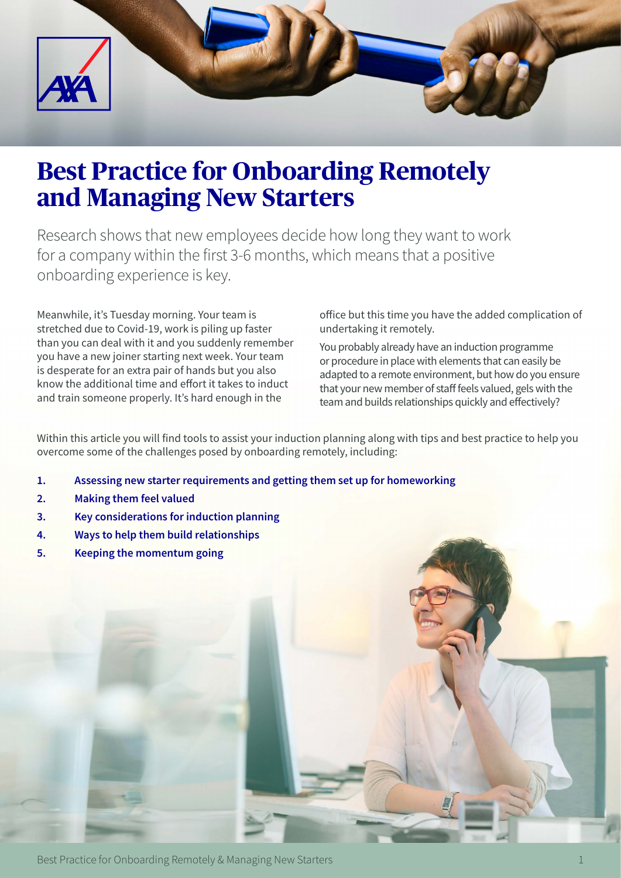# Best Practice for Onboarding Remotely and Managing New Starters

Research shows that new employees decide how long they want to work for a company within the first 3-6 months, which means that a positive onboarding experience is key.

Meanwhile, it's Tuesday morning. Your team is stretched due to Covid-19, work is piling up faster than you can deal with it and you suddenly remember you have a new joiner starting next week. Your team is desperate for an extra pair of hands but you also know the additional time and effort it takes to induct and train someone properly. It's hard enough in the office but this time you have the added complication of undertaking it remotely.

You probably already have an induction programme or procedure in place with elements that can easily be adapted to a remote environment, but how do you ensure that your new member of staff feels valued, gels with the team and builds relationships quickly and effectively?

Within this article you will find tools to assist your induction planning along with tips and best practice to help you overcome some of the challenges posed by onboarding remotely, including:

1. **Assessing new starter requirements and getting them set up for homeworking**
2. **Making them feel valued**
3. **Key considerations for induction planning**
4. **Ways to help them build relationships**
5. **Keeping the momentum going**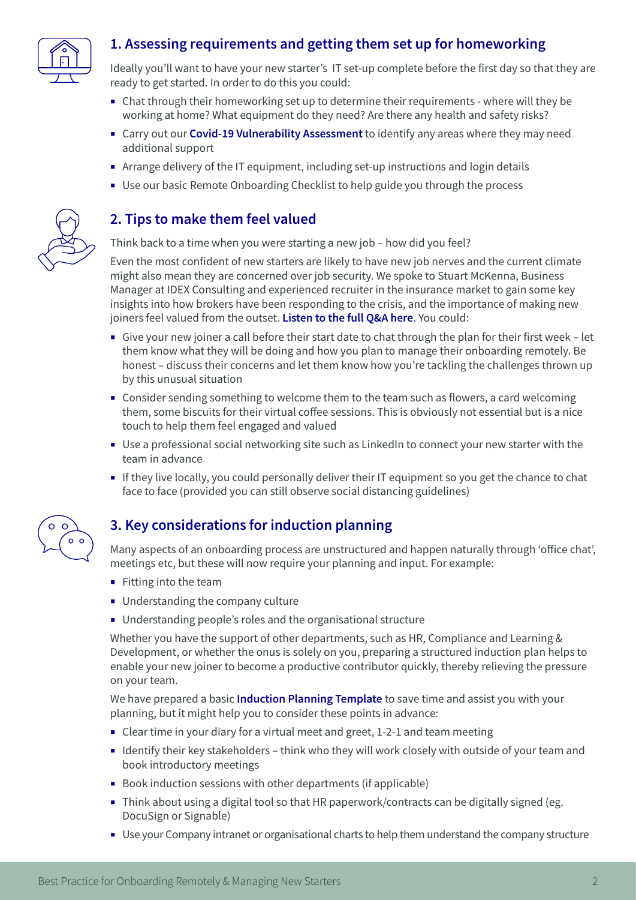## 1. Assessing requirements and getting them set up for homeworking

Ideally you'll want to have your new starter's IT set-up complete before the first day so that they are ready to get started. In order to do this you could:

- Chat through their homeworking set up to determine their requirements - where will they be working at home? What equipment do they need? Are there any health and safety risks?
- Carry out our **Covid-19 Vulnerability Assessment** to identify any areas where they may need additional support
- Arrange delivery of the IT equipment, including set-up instructions and login details
- Use our basic Remote Onboarding Checklist to help guide you through the process

## 2. Tips to make them feel valued

Think back to a time when you were starting a new job – how did you feel?

Even the most confident of new starters are likely to have new job nerves and the current climate might also mean they are concerned over job security. We spoke to Stuart McKenna, Business Manager at IDEX Consulting and experienced recruiter in the insurance market to gain some key insights into how brokers have been responding to the crisis, and the importance of making new joiners feel valued from the outset. **Listen to the full Q&A here**. You could:

- Give your new joiner a call before their start date to chat through the plan for their first week – let them know what they will be doing and how you plan to manage their onboarding remotely. Be honest – discuss their concerns and let them know how you're tackling the challenges thrown up by this unusual situation
- Consider sending something to welcome them to the team such as flowers, a card welcoming them, some biscuits for their virtual coffee sessions. This is obviously not essential but is a nice touch to help them feel engaged and valued
- Use a professional social networking site such as LinkedIn to connect your new starter with the team in advance
- If they live locally, you could personally deliver their IT equipment so you get the chance to chat face to face (provided you can still observe social distancing guidelines)

## 3. Key considerations for induction planning

Many aspects of an onboarding process are unstructured and happen naturally through 'office chat', meetings etc, but these will now require your planning and input. For example:

- Fitting into the team
- Understanding the company culture
- Understanding people's roles and the organisational structure

Whether you have the support of other departments, such as HR, Compliance and Learning & Development, or whether the onus is solely on you, preparing a structured induction plan helps to enable your new joiner to become a productive contributor quickly, thereby relieving the pressure on your team.

We have prepared a basic **Induction Planning Template** to save time and assist you with your planning, but it might help you to consider these points in advance:

- Clear time in your diary for a virtual meet and greet, 1-2-1 and team meeting
- Identify their key stakeholders – think who they will work closely with outside of your team and book introductory meetings
- Book induction sessions with other departments (if applicable)
- Think about using a digital tool so that HR paperwork/contracts can be digitally signed (eg. DocuSign or Signable)
- Use your Company intranet or organisational charts to help them understand the company structure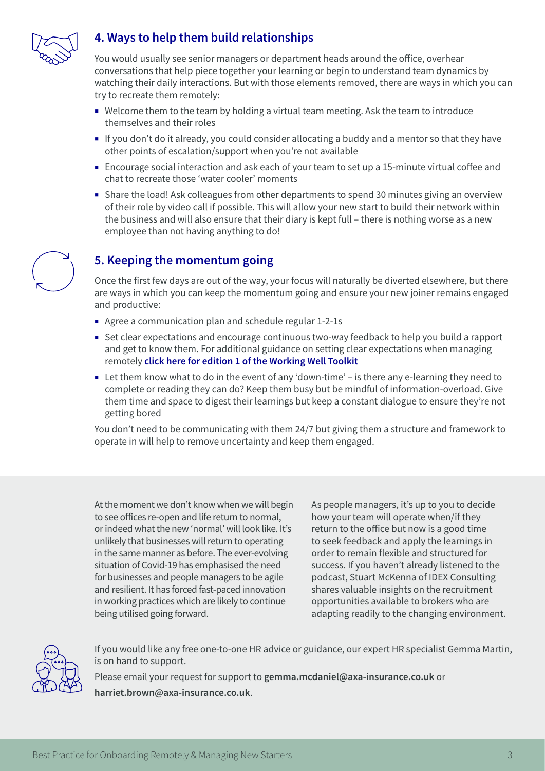## 4. Ways to help them build relationships

You would usually see senior managers or department heads around the office, overhear conversations that help piece together your learning or begin to understand team dynamics by watching their daily interactions. But with those elements removed, there are ways in which you can try to recreate them remotely:

- Welcome them to the team by holding a virtual team meeting. Ask the team to introduce themselves and their roles
- If you don't do it already, you could consider allocating a buddy and a mentor so that they have other points of escalation/support when you're not available
- Encourage social interaction and ask each of your team to set up a 15-minute virtual coffee and chat to recreate those 'water cooler' moments
- Share the load! Ask colleagues from other departments to spend 30 minutes giving an overview of their role by video call if possible. This will allow your new start to build their network within the business and will also ensure that their diary is kept full – there is nothing worse as a new employee than not having anything to do!

## 5. Keeping the momentum going

Once the first few days are out of the way, your focus will naturally be diverted elsewhere, but there are ways in which you can keep the momentum going and ensure your new joiner remains engaged and productive:

- Agree a communication plan and schedule regular 1-2-1s
- Set clear expectations and encourage continuous two-way feedback to help you build a rapport and get to know them. For additional guidance on setting clear expectations when managing remotely **click here for edition 1 of the Working Well Toolkit**
- Let them know what to do in the event of any 'down-time' – is there any e-learning they need to complete or reading they can do? Keep them busy but be mindful of information-overload. Give them time and space to digest their learnings but keep a constant dialogue to ensure they're not getting bored

You don't need to be communicating with them 24/7 but giving them a structure and framework to operate in will help to remove uncertainty and keep them engaged.

At the moment we don't know when we will begin to see offices re-open and life return to normal, or indeed what the new 'normal' will look like. It's unlikely that businesses will return to operating in the same manner as before. The ever-evolving situation of Covid-19 has emphasised the need for businesses and people managers to be agile and resilient. It has forced fast-paced innovation in working practices which are likely to continue being utilised going forward.

As people managers, it's up to you to decide how your team will operate when/if they return to the office but now is a good time to seek feedback and apply the learnings in order to remain flexible and structured for success. If you haven't already listened to the podcast, Stuart McKenna of IDEX Consulting shares valuable insights on the recruitment opportunities available to brokers who are adapting readily to the changing environment.

If you would like any free one-to-one HR advice or guidance, our expert HR specialist Gemma Martin, is on hand to support.

Please email your request for support to **gemma.mcdaniel@axa-insurance.co.uk** or **harriet.brown@axa-insurance.co.uk**.